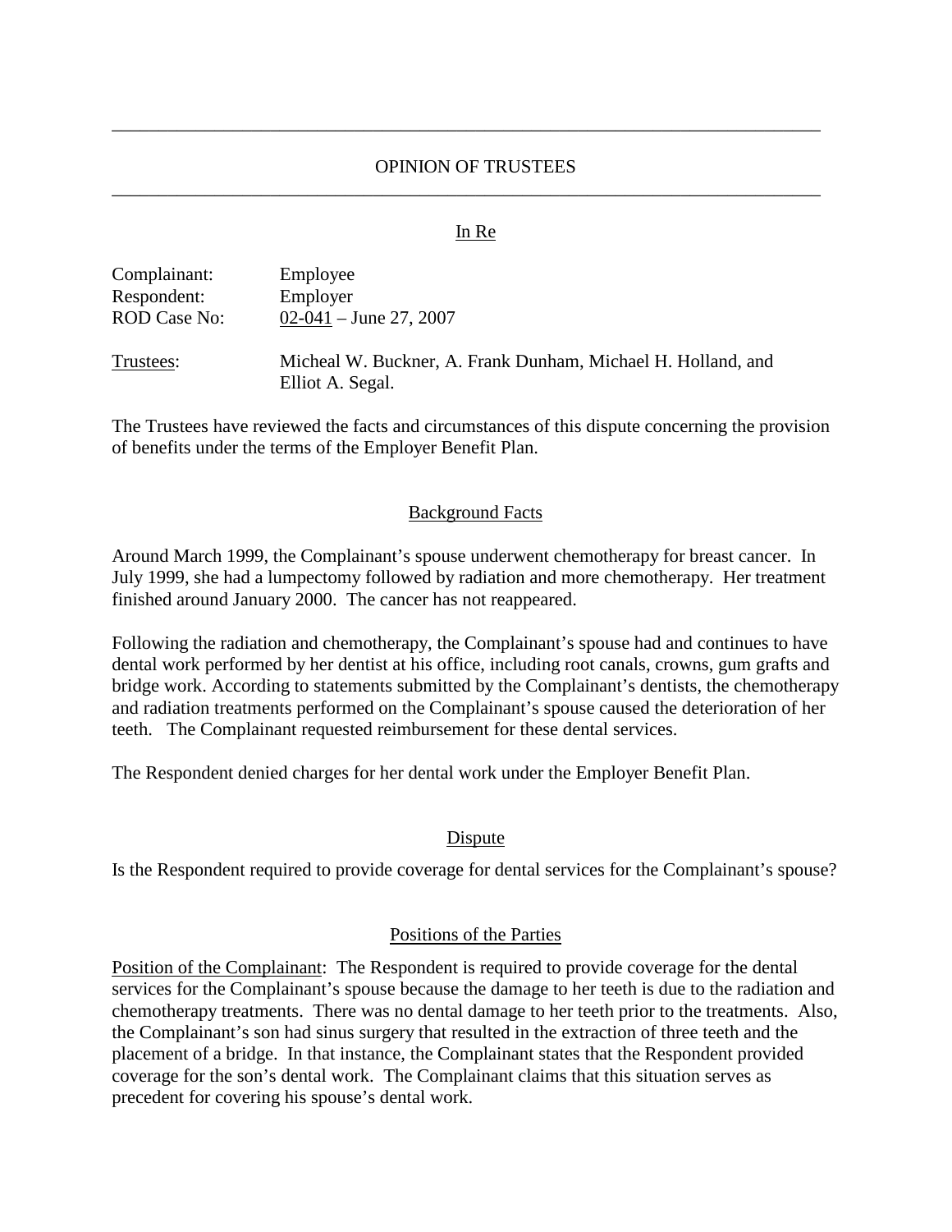---

# OPINION OF TRUSTEES

---

In Re

Complainant: Employee
Respondent: Employer
ROD Case No: 02-041 – June 27, 2007

Trustees: Micheal W. Buckner, A. Frank Dunham, Michael H. Holland, and Elliot A. Segal.

The Trustees have reviewed the facts and circumstances of this dispute concerning the provision of benefits under the terms of the Employer Benefit Plan.

## Background Facts

Around March 1999, the Complainant's spouse underwent chemotherapy for breast cancer. In July 1999, she had a lumpectomy followed by radiation and more chemotherapy. Her treatment finished around January 2000. The cancer has not reappeared.

Following the radiation and chemotherapy, the Complainant's spouse had and continues to have dental work performed by her dentist at his office, including root canals, crowns, gum grafts and bridge work. According to statements submitted by the Complainant's dentists, the chemotherapy and radiation treatments performed on the Complainant's spouse caused the deterioration of her teeth. The Complainant requested reimbursement for these dental services.

The Respondent denied charges for her dental work under the Employer Benefit Plan.

## Dispute

Is the Respondent required to provide coverage for dental services for the Complainant's spouse?

## Positions of the Parties

Position of the Complainant: The Respondent is required to provide coverage for the dental services for the Complainant's spouse because the damage to her teeth is due to the radiation and chemotherapy treatments. There was no dental damage to her teeth prior to the treatments. Also, the Complainant's son had sinus surgery that resulted in the extraction of three teeth and the placement of a bridge. In that instance, the Complainant states that the Respondent provided coverage for the son's dental work. The Complainant claims that this situation serves as precedent for covering his spouse's dental work.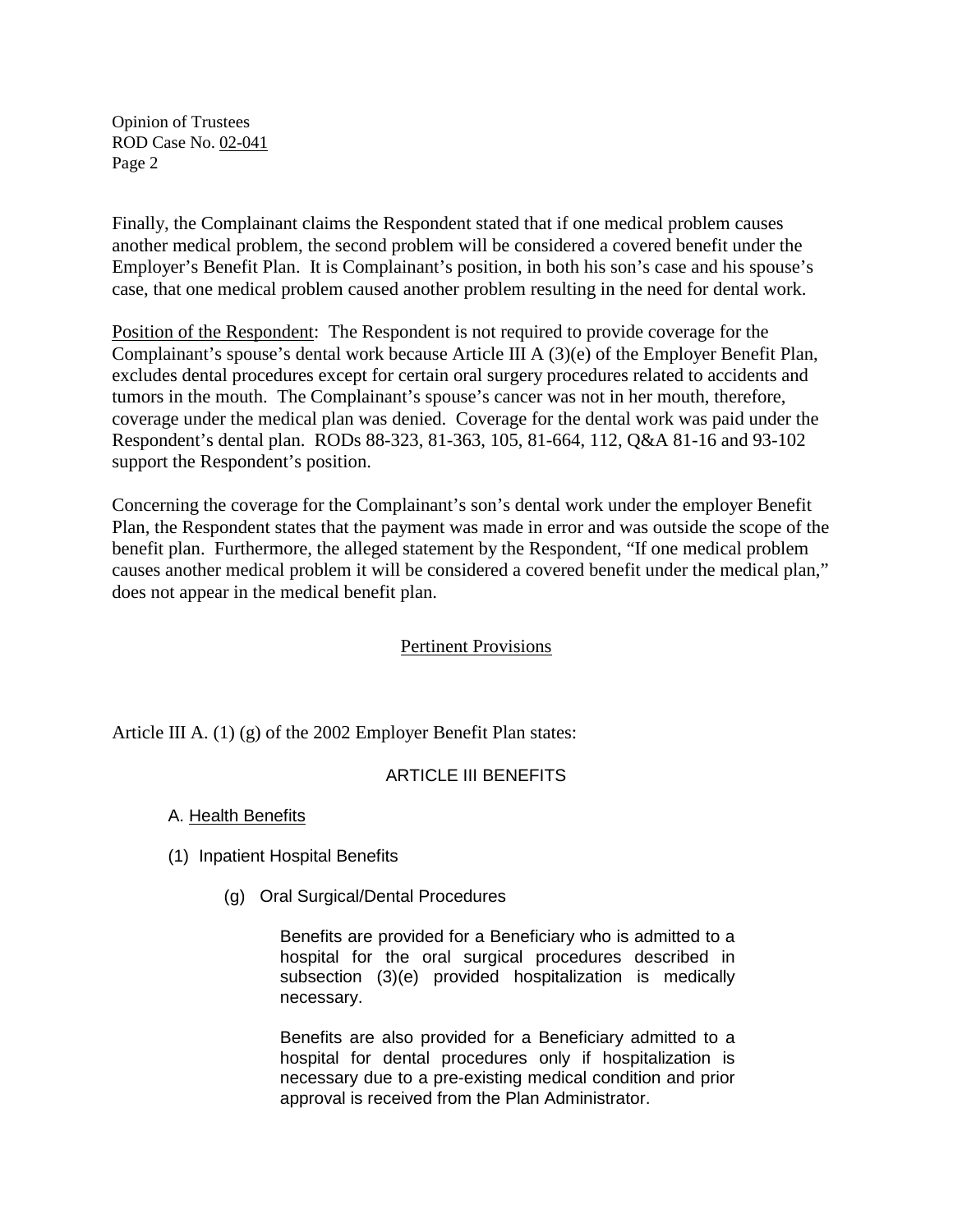Finally, the Complainant claims the Respondent stated that if one medical problem causes another medical problem, the second problem will be considered a covered benefit under the Employer's Benefit Plan. It is Complainant's position, in both his son's case and his spouse's case, that one medical problem caused another problem resulting in the need for dental work.

Position of the Respondent: The Respondent is not required to provide coverage for the Complainant's spouse's dental work because Article III A (3)(e) of the Employer Benefit Plan, excludes dental procedures except for certain oral surgery procedures related to accidents and tumors in the mouth. The Complainant's spouse's cancer was not in her mouth, therefore, coverage under the medical plan was denied. Coverage for the dental work was paid under the Respondent's dental plan. RODs 88-323, 81-363, 105, 81-664, 112, Q&A 81-16 and 93-102 support the Respondent's position.

Concerning the coverage for the Complainant's son's dental work under the employer Benefit Plan, the Respondent states that the payment was made in error and was outside the scope of the benefit plan. Furthermore, the alleged statement by the Respondent, "If one medical problem causes another medical problem it will be considered a covered benefit under the medical plan," does not appear in the medical benefit plan.

## Pertinent Provisions

Article III A. (1) (g) of the 2002 Employer Benefit Plan states:

ARTICLE III BENEFITS

A. Health Benefits

(1) Inpatient Hospital Benefits

(g) Oral Surgical/Dental Procedures

Benefits are provided for a Beneficiary who is admitted to a hospital for the oral surgical procedures described in subsection (3)(e) provided hospitalization is medically necessary.

Benefits are also provided for a Beneficiary admitted to a hospital for dental procedures only if hospitalization is necessary due to a pre-existing medical condition and prior approval is received from the Plan Administrator.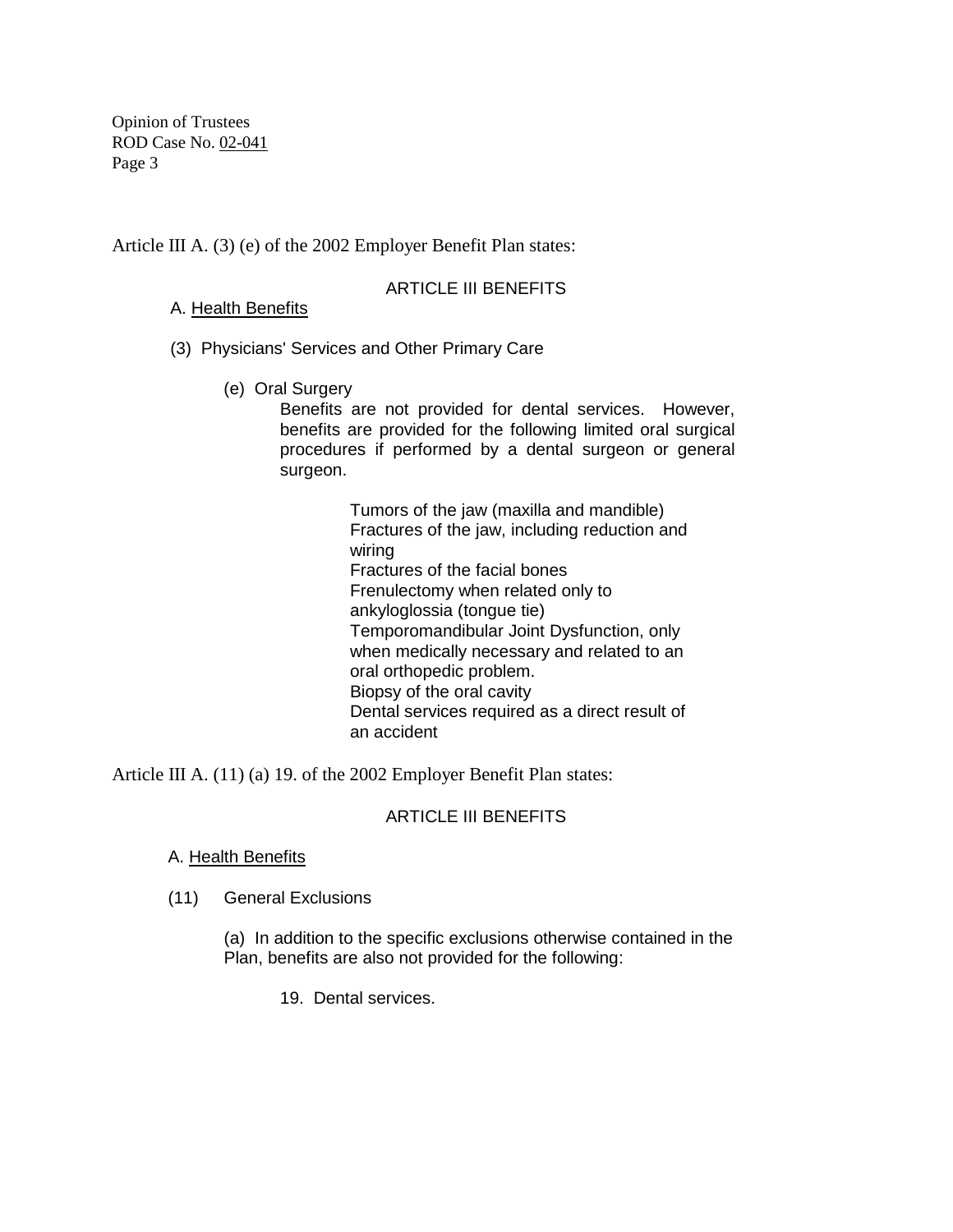Article III A. (3) (e) of the 2002 Employer Benefit Plan states:

ARTICLE III BENEFITS

A. Health Benefits

(3) Physicians' Services and Other Primary Care

(e) Oral Surgery

Benefits are not provided for dental services. However, benefits are provided for the following limited oral surgical procedures if performed by a dental surgeon or general surgeon.

Tumors of the jaw (maxilla and mandible)
Fractures of the jaw, including reduction and wiring
Fractures of the facial bones
Frenulectomy when related only to ankyloglossia (tongue tie)
Temporomandibular Joint Dysfunction, only when medically necessary and related to an oral orthopedic problem.
Biopsy of the oral cavity
Dental services required as a direct result of an accident

Article III A. (11) (a) 19. of the 2002 Employer Benefit Plan states:

ARTICLE III BENEFITS

A. Health Benefits

(11) General Exclusions

(a) In addition to the specific exclusions otherwise contained in the Plan, benefits are also not provided for the following:

19. Dental services.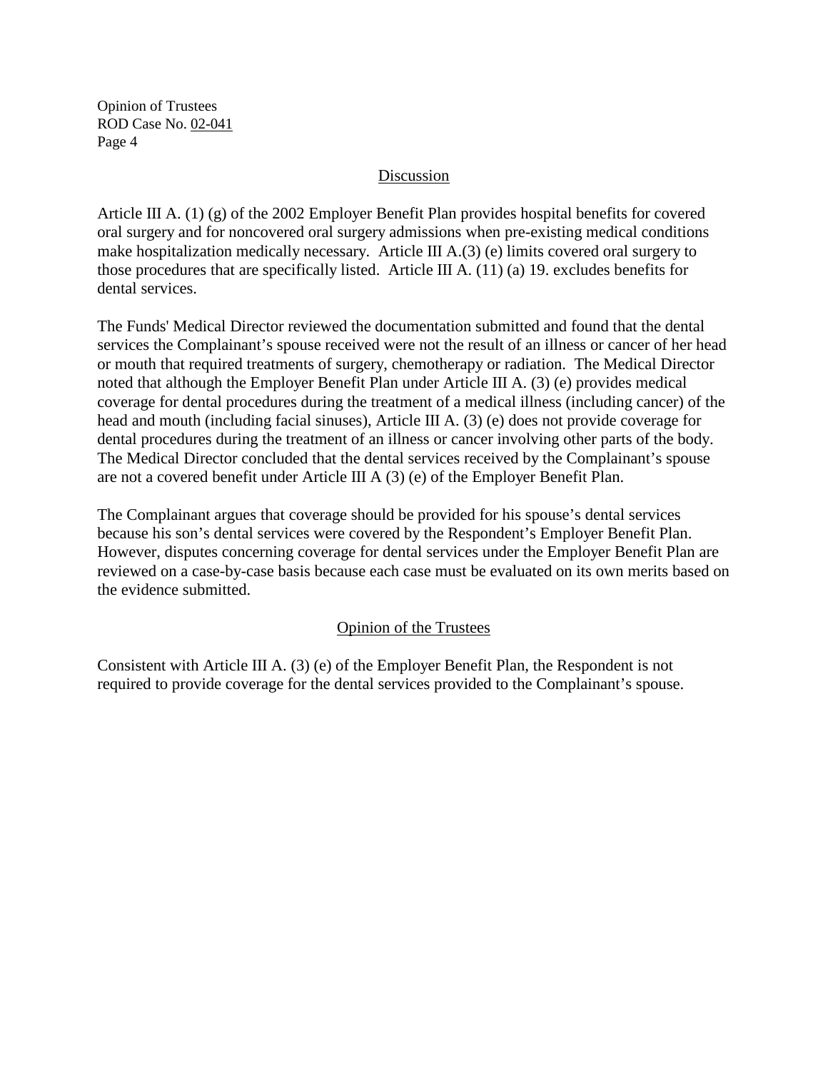## Discussion

Article III A. (1) (g) of the 2002 Employer Benefit Plan provides hospital benefits for covered oral surgery and for noncovered oral surgery admissions when pre-existing medical conditions make hospitalization medically necessary. Article III A.(3) (e) limits covered oral surgery to those procedures that are specifically listed. Article III A. (11) (a) 19. excludes benefits for dental services.

The Funds' Medical Director reviewed the documentation submitted and found that the dental services the Complainant's spouse received were not the result of an illness or cancer of her head or mouth that required treatments of surgery, chemotherapy or radiation. The Medical Director noted that although the Employer Benefit Plan under Article III A. (3) (e) provides medical coverage for dental procedures during the treatment of a medical illness (including cancer) of the head and mouth (including facial sinuses), Article III A. (3) (e) does not provide coverage for dental procedures during the treatment of an illness or cancer involving other parts of the body. The Medical Director concluded that the dental services received by the Complainant's spouse are not a covered benefit under Article III A (3) (e) of the Employer Benefit Plan.

The Complainant argues that coverage should be provided for his spouse's dental services because his son's dental services were covered by the Respondent's Employer Benefit Plan. However, disputes concerning coverage for dental services under the Employer Benefit Plan are reviewed on a case-by-case basis because each case must be evaluated on its own merits based on the evidence submitted.

## Opinion of the Trustees

Consistent with Article III A. (3) (e) of the Employer Benefit Plan, the Respondent is not required to provide coverage for the dental services provided to the Complainant's spouse.